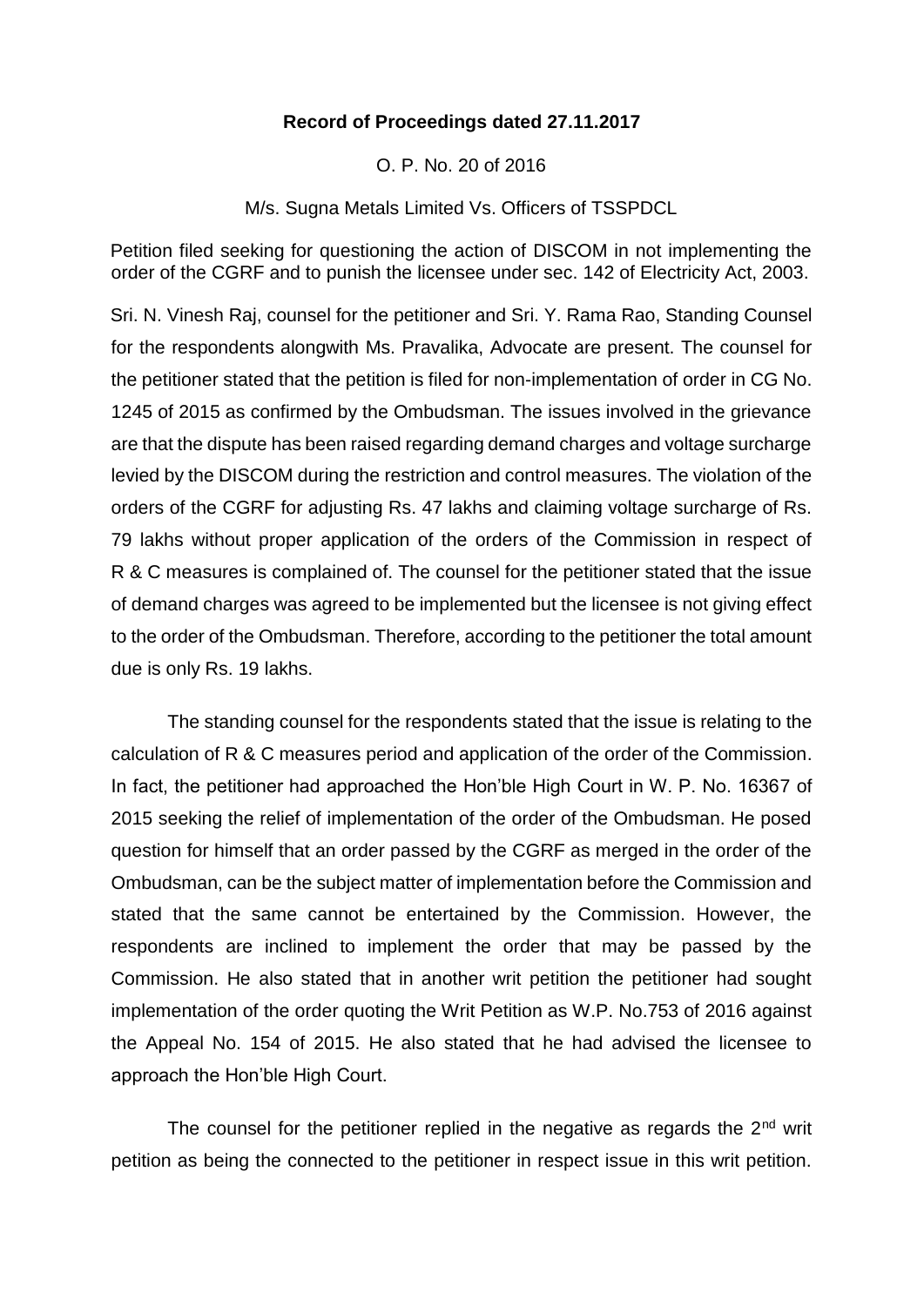**Record of Proceedings dated 27.11.2017**

O. P. No. 20 of 2016

M/s. Sugna Metals Limited Vs. Officers of TSSPDCL

Petition filed seeking for questioning the action of DISCOM in not implementing the order of the CGRF and to punish the licensee under sec. 142 of Electricity Act, 2003.

Sri. N. Vinesh Raj, counsel for the petitioner and Sri. Y. Rama Rao, Standing Counsel for the respondents alongwith Ms. Pravalika, Advocate are present. The counsel for the petitioner stated that the petition is filed for non-implementation of order in CG No. 1245 of 2015 as confirmed by the Ombudsman. The issues involved in the grievance are that the dispute has been raised regarding demand charges and voltage surcharge levied by the DISCOM during the restriction and control measures. The violation of the orders of the CGRF for adjusting Rs. 47 lakhs and claiming voltage surcharge of Rs. 79 lakhs without proper application of the orders of the Commission in respect of R & C measures is complained of. The counsel for the petitioner stated that the issue of demand charges was agreed to be implemented but the licensee is not giving effect to the order of the Ombudsman. Therefore, according to the petitioner the total amount due is only Rs. 19 lakhs.

The standing counsel for the respondents stated that the issue is relating to the calculation of R & C measures period and application of the order of the Commission. In fact, the petitioner had approached the Hon'ble High Court in W. P. No. 16367 of 2015 seeking the relief of implementation of the order of the Ombudsman. He posed question for himself that an order passed by the CGRF as merged in the order of the Ombudsman, can be the subject matter of implementation before the Commission and stated that the same cannot be entertained by the Commission. However, the respondents are inclined to implement the order that may be passed by the Commission. He also stated that in another writ petition the petitioner had sought implementation of the order quoting the Writ Petition as W.P. No.753 of 2016 against the Appeal No. 154 of 2015. He also stated that he had advised the licensee to approach the Hon'ble High Court.

The counsel for the petitioner replied in the negative as regards the 2nd writ petition as being the connected to the petitioner in respect issue in this writ petition.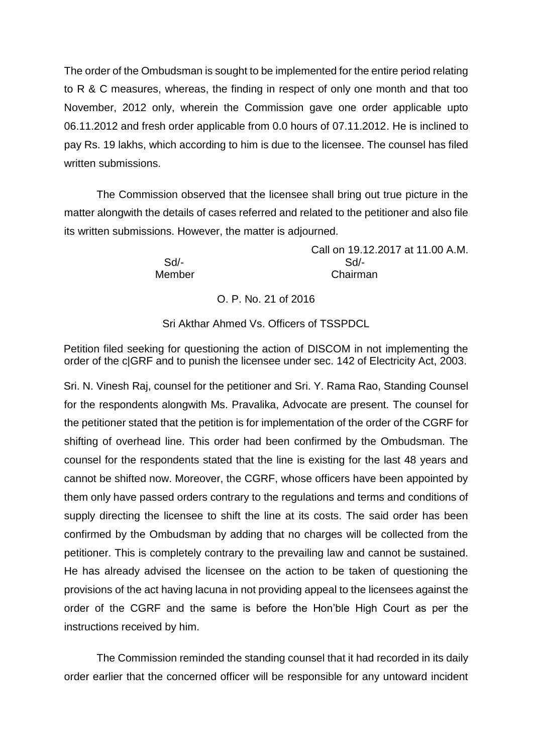The order of the Ombudsman is sought to be implemented for the entire period relating to R & C measures, whereas, the finding in respect of only one month and that too November, 2012 only, wherein the Commission gave one order applicable upto 06.11.2012 and fresh order applicable from 0.0 hours of 07.11.2012. He is inclined to pay Rs. 19 lakhs, which according to him is due to the licensee. The counsel has filed written submissions.

The Commission observed that the licensee shall bring out true picture in the matter alongwith the details of cases referred and related to the petitioner and also file its written submissions. However, the matter is adjourned.

Call on 19.12.2017 at 11.00 A.M.

| Sd/- | Sd/- |
|---|---|
| Member | Chairman |

O. P. No. 21 of 2016

Sri Akthar Ahmed Vs. Officers of TSSPDCL

Petition filed seeking for questioning the action of DISCOM in not implementing the order of the c|GRF and to punish the licensee under sec. 142 of Electricity Act, 2003.

Sri. N. Vinesh Raj, counsel for the petitioner and Sri. Y. Rama Rao, Standing Counsel for the respondents alongwith Ms. Pravalika, Advocate are present. The counsel for the petitioner stated that the petition is for implementation of the order of the CGRF for shifting of overhead line. This order had been confirmed by the Ombudsman. The counsel for the respondents stated that the line is existing for the last 48 years and cannot be shifted now. Moreover, the CGRF, whose officers have been appointed by them only have passed orders contrary to the regulations and terms and conditions of supply directing the licensee to shift the line at its costs. The said order has been confirmed by the Ombudsman by adding that no charges will be collected from the petitioner. This is completely contrary to the prevailing law and cannot be sustained. He has already advised the licensee on the action to be taken of questioning the provisions of the act having lacuna in not providing appeal to the licensees against the order of the CGRF and the same is before the Hon'ble High Court as per the instructions received by him.

The Commission reminded the standing counsel that it had recorded in its daily order earlier that the concerned officer will be responsible for any untoward incident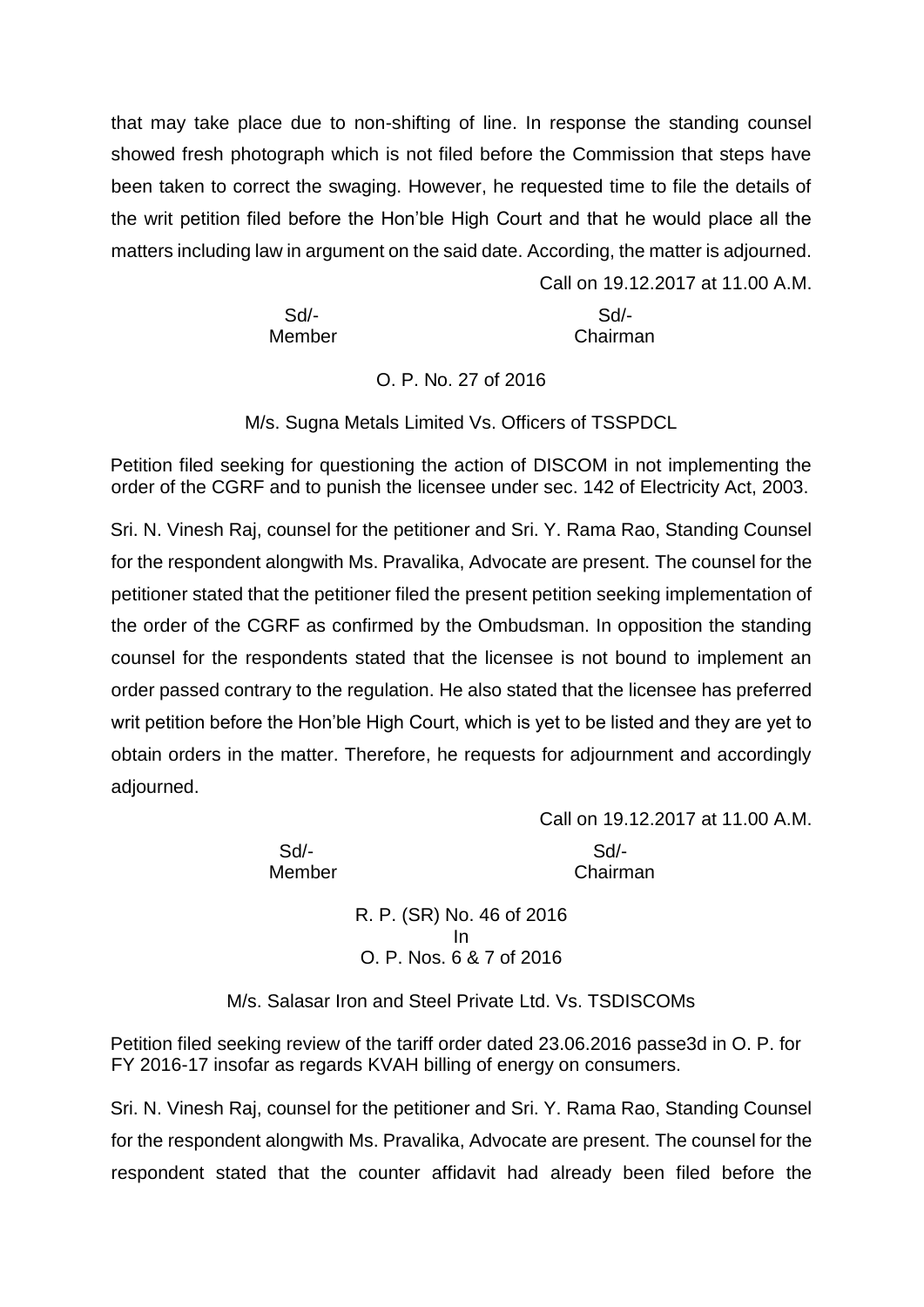that may take place due to non-shifting of line. In response the standing counsel showed fresh photograph which is not filed before the Commission that steps have been taken to correct the swaging. However, he requested time to file the details of the writ petition filed before the Hon'ble High Court and that he would place all the matters including law in argument on the said date. According, the matter is adjourned.

Call on 19.12.2017 at 11.00 A.M.

| Sd/- | Sd/- |
|---|---|
| Member | Chairman |

O. P. No. 27 of 2016

M/s. Sugna Metals Limited Vs. Officers of TSSPDCL

Petition filed seeking for questioning the action of DISCOM in not implementing the order of the CGRF and to punish the licensee under sec. 142 of Electricity Act, 2003.

Sri. N. Vinesh Raj, counsel for the petitioner and Sri. Y. Rama Rao, Standing Counsel for the respondent alongwith Ms. Pravalika, Advocate are present. The counsel for the petitioner stated that the petitioner filed the present petition seeking implementation of the order of the CGRF as confirmed by the Ombudsman. In opposition the standing counsel for the respondents stated that the licensee is not bound to implement an order passed contrary to the regulation. He also stated that the licensee has preferred writ petition before the Hon'ble High Court, which is yet to be listed and they are yet to obtain orders in the matter. Therefore, he requests for adjournment and accordingly adjourned.

Call on 19.12.2017 at 11.00 A.M.

| Sd/- | Sd/- |
|---|---|
| Member | Chairman |

R. P. (SR) No. 46 of 2016
In
O. P. Nos. 6 & 7 of 2016

M/s. Salasar Iron and Steel Private Ltd. Vs. TSDISCOMs

Petition filed seeking review of the tariff order dated 23.06.2016 passe3d in O. P. for FY 2016-17 insofar as regards KVAH billing of energy on consumers.

Sri. N. Vinesh Raj, counsel for the petitioner and Sri. Y. Rama Rao, Standing Counsel for the respondent alongwith Ms. Pravalika, Advocate are present. The counsel for the respondent stated that the counter affidavit had already been filed before the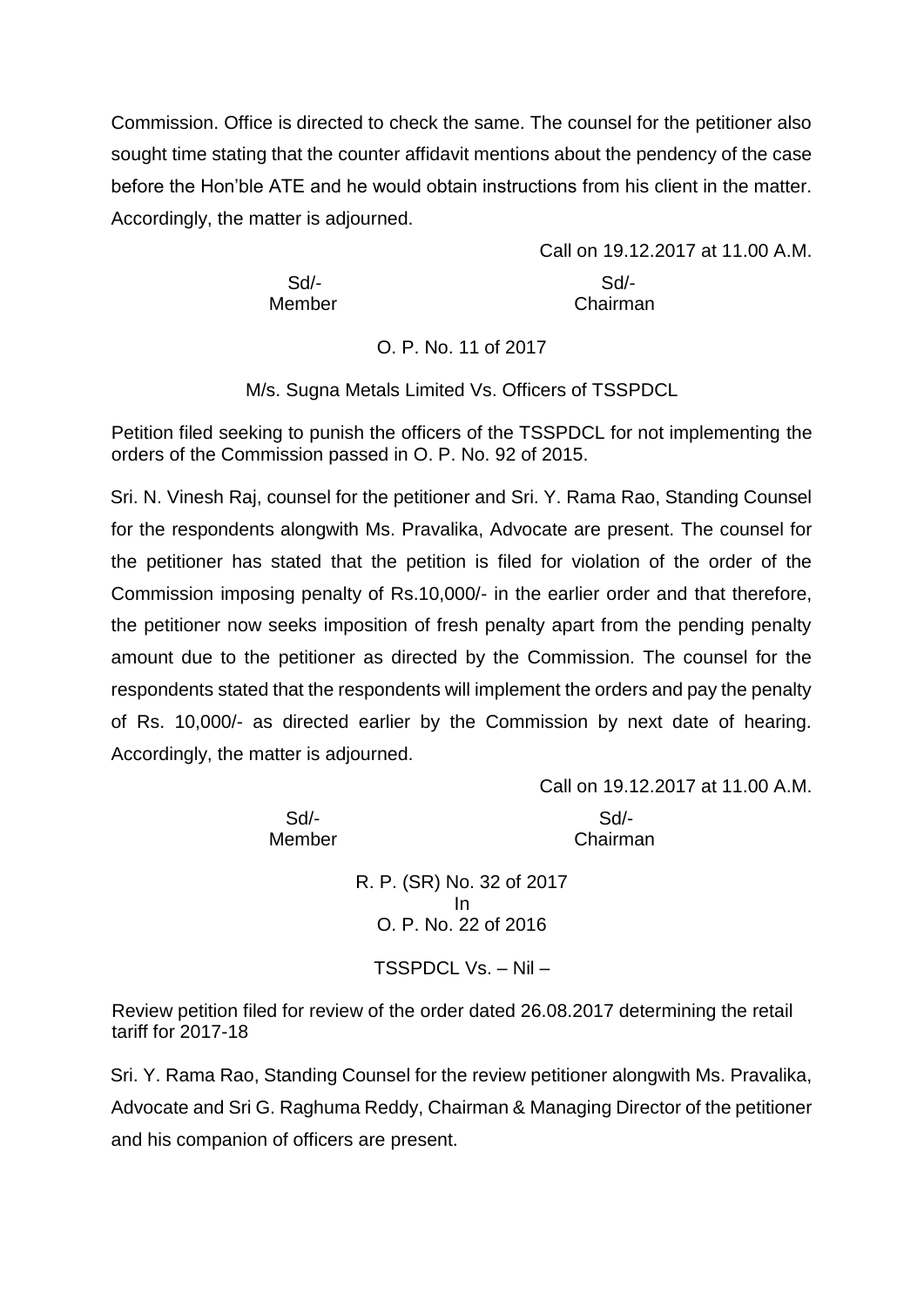Commission. Office is directed to check the same. The counsel for the petitioner also sought time stating that the counter affidavit mentions about the pendency of the case before the Hon'ble ATE and he would obtain instructions from his client in the matter. Accordingly, the matter is adjourned.

Call on 19.12.2017 at 11.00 A.M.

| Sd/- | Sd/- |
|---|---|
| Member | Chairman |

O. P. No. 11 of 2017

M/s. Sugna Metals Limited Vs. Officers of TSSPDCL

Petition filed seeking to punish the officers of the TSSPDCL for not implementing the orders of the Commission passed in O. P. No. 92 of 2015.

Sri. N. Vinesh Raj, counsel for the petitioner and Sri. Y. Rama Rao, Standing Counsel for the respondents alongwith Ms. Pravalika, Advocate are present. The counsel for the petitioner has stated that the petition is filed for violation of the order of the Commission imposing penalty of Rs.10,000/- in the earlier order and that therefore, the petitioner now seeks imposition of fresh penalty apart from the pending penalty amount due to the petitioner as directed by the Commission. The counsel for the respondents stated that the respondents will implement the orders and pay the penalty of Rs. 10,000/- as directed earlier by the Commission by next date of hearing. Accordingly, the matter is adjourned.

Call on 19.12.2017 at 11.00 A.M.

| Sd/- | Sd/- |
|---|---|
| Member | Chairman |

R. P. (SR) No. 32 of 2017
In
O. P. No. 22 of 2016

TSSPDCL Vs. – Nil –

Review petition filed for review of the order dated 26.08.2017 determining the retail tariff for 2017-18

Sri. Y. Rama Rao, Standing Counsel for the review petitioner alongwith Ms. Pravalika, Advocate and Sri G. Raghuma Reddy, Chairman & Managing Director of the petitioner and his companion of officers are present.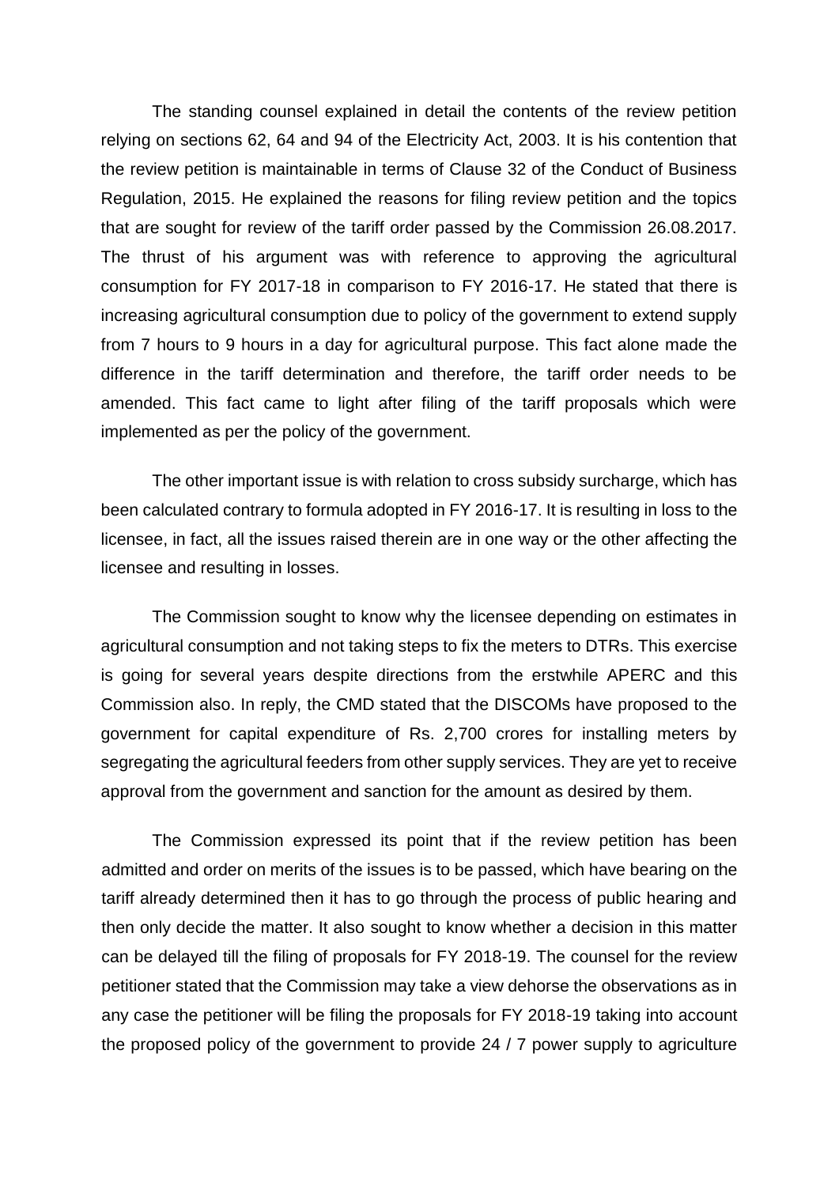The standing counsel explained in detail the contents of the review petition relying on sections 62, 64 and 94 of the Electricity Act, 2003. It is his contention that the review petition is maintainable in terms of Clause 32 of the Conduct of Business Regulation, 2015. He explained the reasons for filing review petition and the topics that are sought for review of the tariff order passed by the Commission 26.08.2017. The thrust of his argument was with reference to approving the agricultural consumption for FY 2017-18 in comparison to FY 2016-17. He stated that there is increasing agricultural consumption due to policy of the government to extend supply from 7 hours to 9 hours in a day for agricultural purpose. This fact alone made the difference in the tariff determination and therefore, the tariff order needs to be amended. This fact came to light after filing of the tariff proposals which were implemented as per the policy of the government.

The other important issue is with relation to cross subsidy surcharge, which has been calculated contrary to formula adopted in FY 2016-17. It is resulting in loss to the licensee, in fact, all the issues raised therein are in one way or the other affecting the licensee and resulting in losses.

The Commission sought to know why the licensee depending on estimates in agricultural consumption and not taking steps to fix the meters to DTRs. This exercise is going for several years despite directions from the erstwhile APERC and this Commission also. In reply, the CMD stated that the DISCOMs have proposed to the government for capital expenditure of Rs. 2,700 crores for installing meters by segregating the agricultural feeders from other supply services. They are yet to receive approval from the government and sanction for the amount as desired by them.

The Commission expressed its point that if the review petition has been admitted and order on merits of the issues is to be passed, which have bearing on the tariff already determined then it has to go through the process of public hearing and then only decide the matter. It also sought to know whether a decision in this matter can be delayed till the filing of proposals for FY 2018-19. The counsel for the review petitioner stated that the Commission may take a view dehorse the observations as in any case the petitioner will be filing the proposals for FY 2018-19 taking into account the proposed policy of the government to provide 24 / 7 power supply to agriculture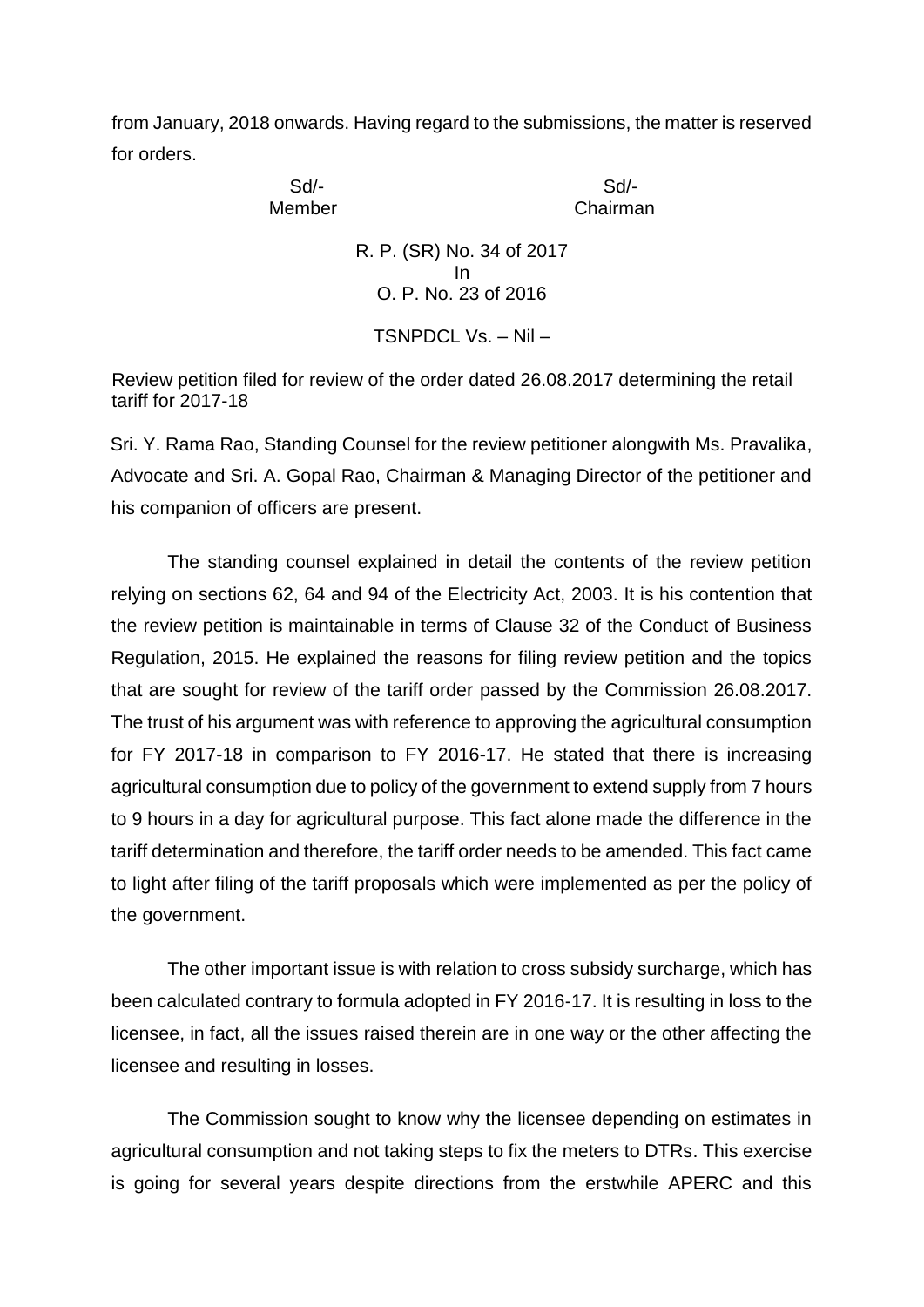from January, 2018 onwards. Having regard to the submissions, the matter is reserved for orders.

| Sd/- | Sd/- |
|---|---|
| Member | Chairman |

R. P. (SR) No. 34 of 2017
In
O. P. No. 23 of 2016

TSNPDCL Vs. – Nil –

Review petition filed for review of the order dated 26.08.2017 determining the retail tariff for 2017-18

Sri. Y. Rama Rao, Standing Counsel for the review petitioner alongwith Ms. Pravalika, Advocate and Sri. A. Gopal Rao, Chairman & Managing Director of the petitioner and his companion of officers are present.

The standing counsel explained in detail the contents of the review petition relying on sections 62, 64 and 94 of the Electricity Act, 2003. It is his contention that the review petition is maintainable in terms of Clause 32 of the Conduct of Business Regulation, 2015. He explained the reasons for filing review petition and the topics that are sought for review of the tariff order passed by the Commission 26.08.2017. The trust of his argument was with reference to approving the agricultural consumption for FY 2017-18 in comparison to FY 2016-17. He stated that there is increasing agricultural consumption due to policy of the government to extend supply from 7 hours to 9 hours in a day for agricultural purpose. This fact alone made the difference in the tariff determination and therefore, the tariff order needs to be amended. This fact came to light after filing of the tariff proposals which were implemented as per the policy of the government.

The other important issue is with relation to cross subsidy surcharge, which has been calculated contrary to formula adopted in FY 2016-17. It is resulting in loss to the licensee, in fact, all the issues raised therein are in one way or the other affecting the licensee and resulting in losses.

The Commission sought to know why the licensee depending on estimates in agricultural consumption and not taking steps to fix the meters to DTRs. This exercise is going for several years despite directions from the erstwhile APERC and this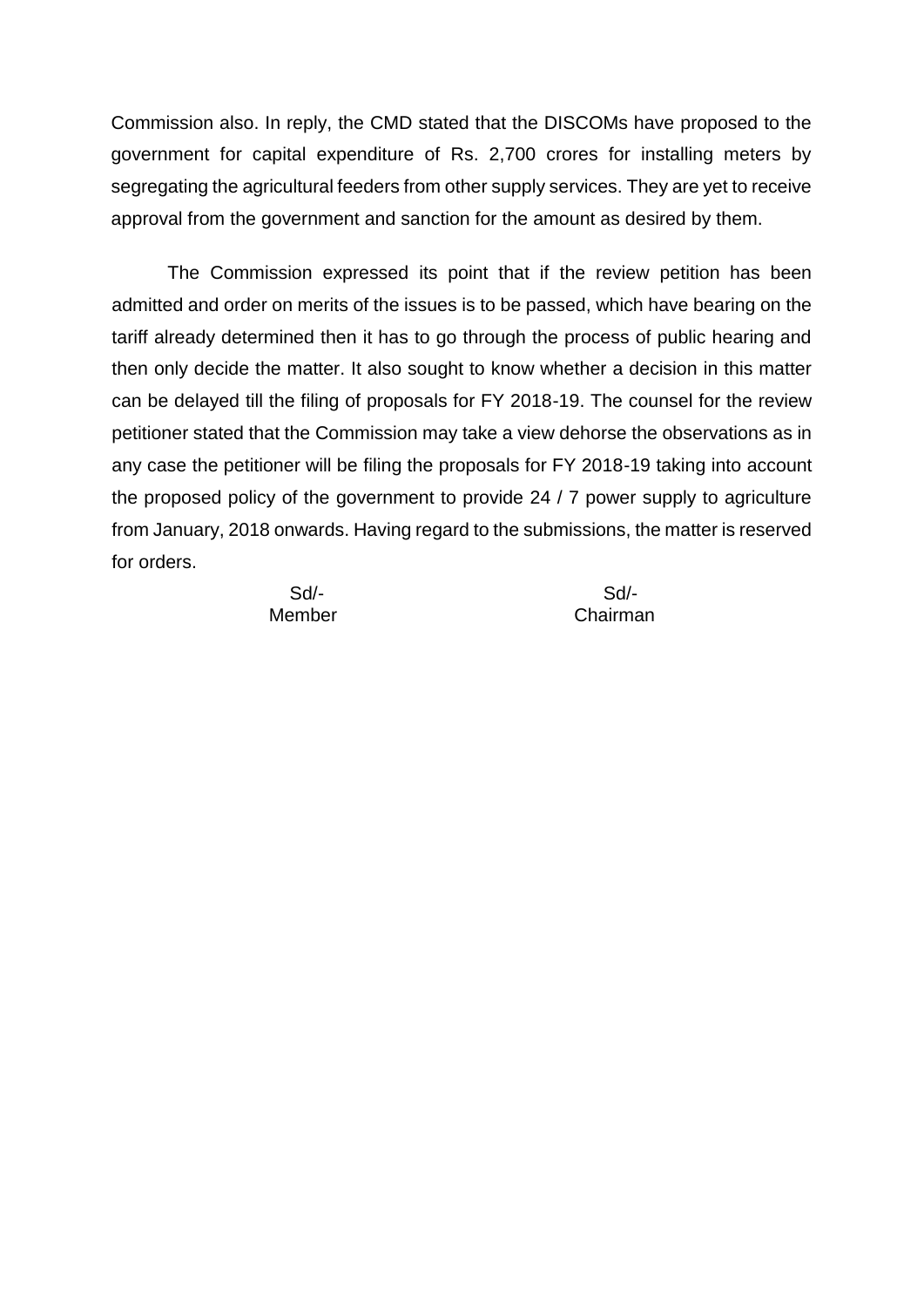Commission also. In reply, the CMD stated that the DISCOMs have proposed to the government for capital expenditure of Rs. 2,700 crores for installing meters by segregating the agricultural feeders from other supply services. They are yet to receive approval from the government and sanction for the amount as desired by them.

The Commission expressed its point that if the review petition has been admitted and order on merits of the issues is to be passed, which have bearing on the tariff already determined then it has to go through the process of public hearing and then only decide the matter. It also sought to know whether a decision in this matter can be delayed till the filing of proposals for FY 2018-19. The counsel for the review petitioner stated that the Commission may take a view dehorse the observations as in any case the petitioner will be filing the proposals for FY 2018-19 taking into account the proposed policy of the government to provide 24 / 7 power supply to agriculture from January, 2018 onwards. Having regard to the submissions, the matter is reserved for orders.

| | |
|---|---|
| Sd/- | Sd/- |
| Member | Chairman |